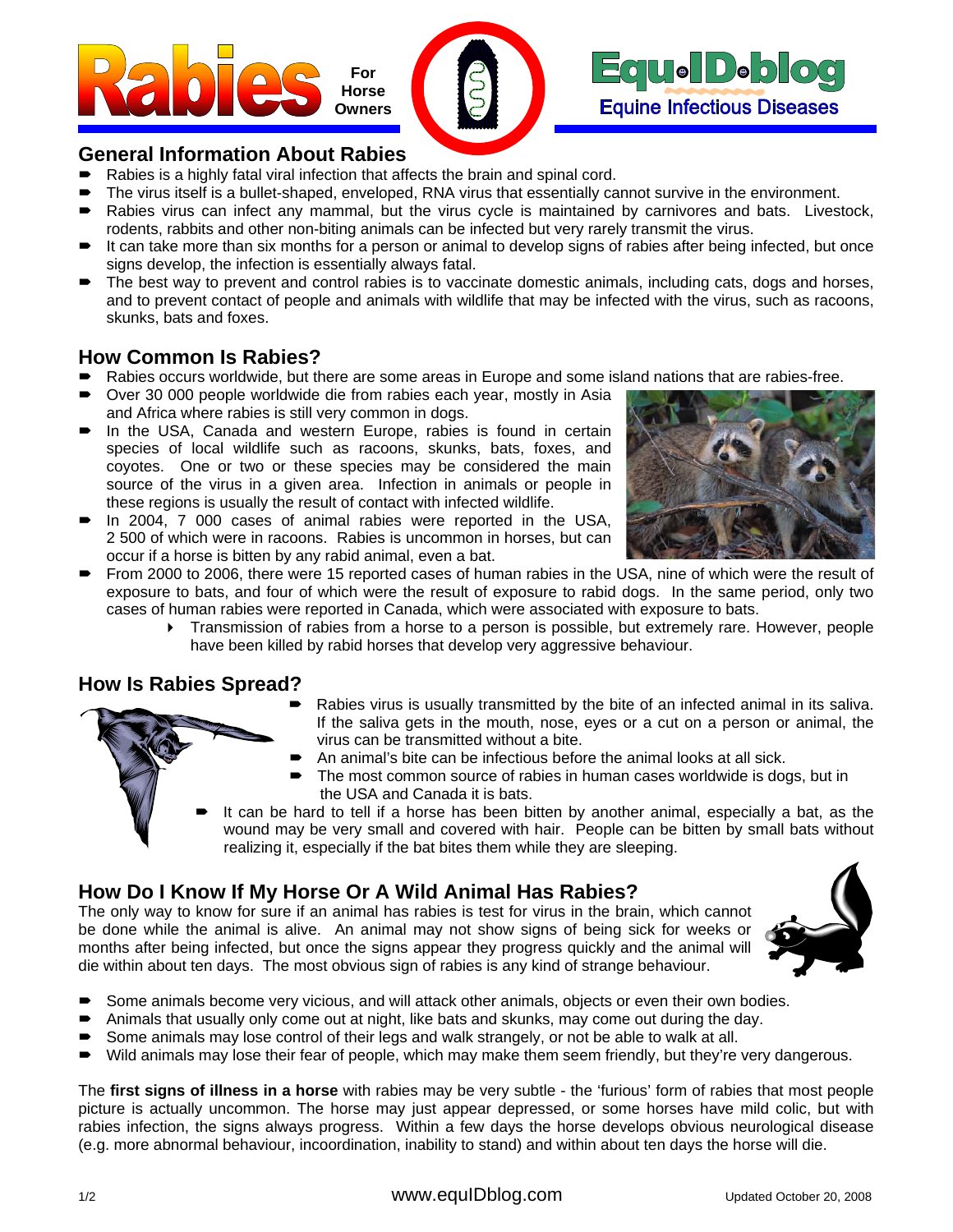# Rabies For Horse Owners

**Equ•ID•blog**
Equine Infectious Diseases

## General Information About Rabies

- Rabies is a highly fatal viral infection that affects the brain and spinal cord.
- The virus itself is a bullet-shaped, enveloped, RNA virus that essentially cannot survive in the environment.
- Rabies virus can infect any mammal, but the virus cycle is maintained by carnivores and bats. Livestock, rodents, rabbits and other non-biting animals can be infected but very rarely transmit the virus.
- It can take more than six months for a person or animal to develop signs of rabies after being infected, but once signs develop, the infection is essentially always fatal.
- The best way to prevent and control rabies is to vaccinate domestic animals, including cats, dogs and horses, and to prevent contact of people and animals with wildlife that may be infected with the virus, such as racoons, skunks, bats and foxes.

## How Common Is Rabies?

- Rabies occurs worldwide, but there are some areas in Europe and some island nations that are rabies-free.
- Over 30 000 people worldwide die from rabies each year, mostly in Asia and Africa where rabies is still very common in dogs.
- In the USA, Canada and western Europe, rabies is found in certain species of local wildlife such as racoons, skunks, bats, foxes, and coyotes. One or two of these species may be considered the main source of the virus in a given area. Infection in animals or people in these regions is usually the result of contact with infected wildlife.
- In 2004, 7 000 cases of animal rabies were reported in the USA, 2 500 of which were in racoons. Rabies is uncommon in horses, but can occur if a horse is bitten by any rabid animal, even a bat.
- From 2000 to 2006, there were 15 reported cases of human rabies in the USA, nine of which were the result of exposure to bats, and four of which were the result of exposure to rabid dogs. In the same period, only two cases of human rabies were reported in Canada, which were associated with exposure to bats.
  - Transmission of rabies from a horse to a person is possible, but extremely rare. However, people have been killed by rabid horses that develop very aggressive behaviour.

## How Is Rabies Spread?

- Rabies virus is usually transmitted by the bite of an infected animal in its saliva. If the saliva gets in the mouth, nose, eyes or a cut on a person or animal, the virus can be transmitted without a bite.
- An animal's bite can be infectious before the animal looks at all sick.
- The most common source of rabies in human cases worldwide is dogs, but in the USA and Canada it is bats.
- It can be hard to tell if a horse has been bitten by another animal, especially a bat, as the wound may be very small and covered with hair. People can be bitten by small bats without realizing it, especially if the bat bites them while they are sleeping.

## How Do I Know If My Horse Or A Wild Animal Has Rabies?

The only way to know for sure if an animal has rabies is test for virus in the brain, which cannot be done while the animal is alive. An animal may not show signs of being sick for weeks or months after being infected, but once the signs appear they progress quickly and the animal will die within about ten days. The most obvious sign of rabies is any kind of strange behaviour.

- Some animals become very vicious, and will attack other animals, objects or even their own bodies.
- Animals that usually only come out at night, like bats and skunks, may come out during the day.
- Some animals may lose control of their legs and walk strangely, or not be able to walk at all.
- Wild animals may lose their fear of people, which may make them seem friendly, but they're very dangerous.

The **first signs of illness in a horse** with rabies may be very subtle - the 'furious' form of rabies that most people picture is actually uncommon. The horse may just appear depressed, or some horses have mild colic, but with rabies infection, the signs always progress. Within a few days the horse develops obvious neurological disease (e.g. more abnormal behaviour, incoordination, inability to stand) and within about ten days the horse will die.

www.equIDblog.com

Updated October 20, 2008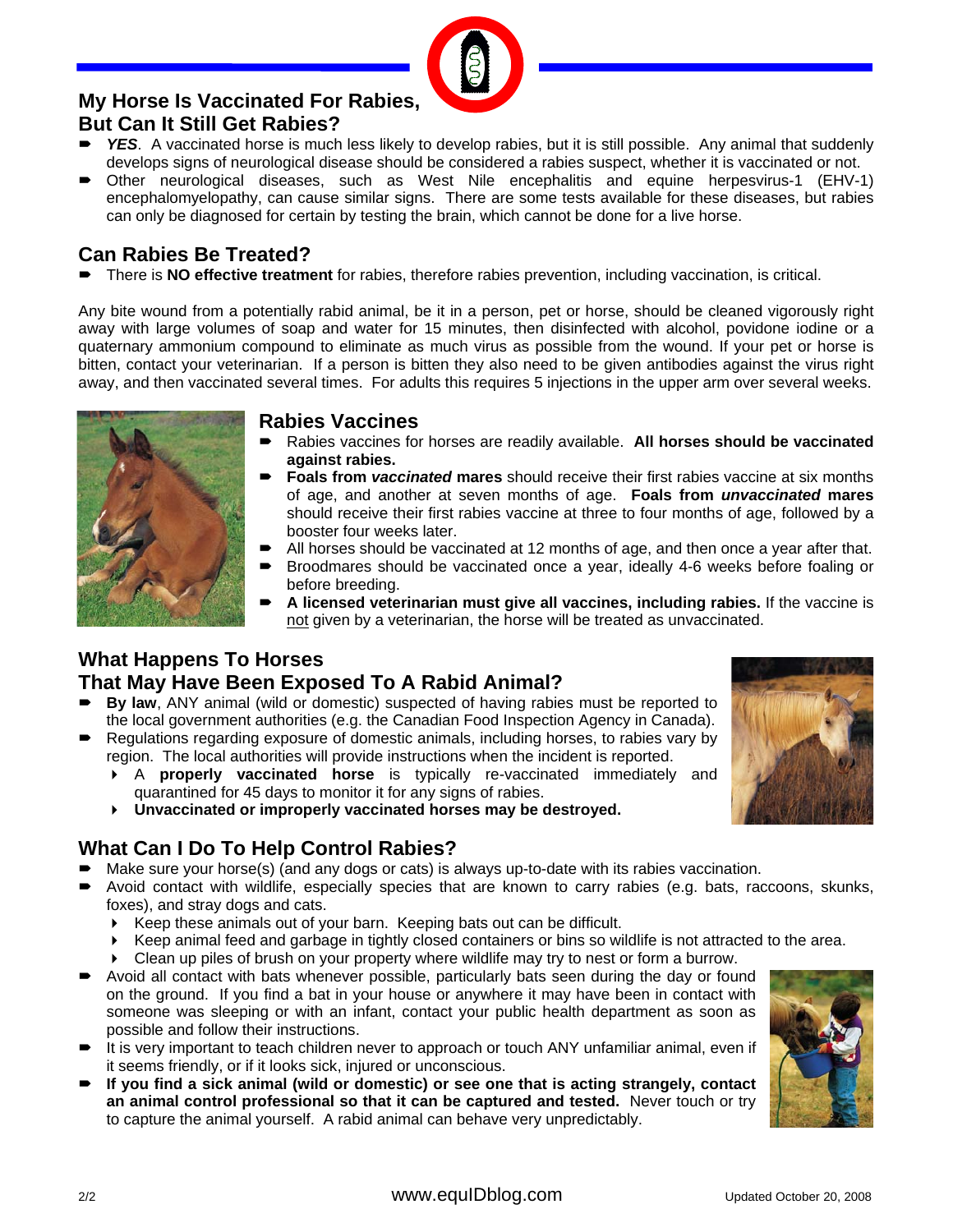## My Horse Is Vaccinated For Rabies, But Can It Still Get Rabies?

- ***YES***. A vaccinated horse is much less likely to develop rabies, but it is still possible. Any animal that suddenly develops signs of neurological disease should be considered a rabies suspect, whether it is vaccinated or not.
- Other neurological diseases, such as West Nile encephalitis and equine herpesvirus-1 (EHV-1) encephalomyelopathy, can cause similar signs. There are some tests available for these diseases, but rabies can only be diagnosed for certain by testing the brain, which cannot be done for a live horse.

## Can Rabies Be Treated?

- There is **NO effective treatment** for rabies, therefore rabies prevention, including vaccination, is critical.

Any bite wound from a potentially rabid animal, be it in a person, pet or horse, should be cleaned vigorously right away with large volumes of soap and water for 15 minutes, then disinfected with alcohol, povidone iodine or a quaternary ammonium compound to eliminate as much virus as possible from the wound. If your pet or horse is bitten, contact your veterinarian. If a person is bitten they also need to be given antibodies against the virus right away, and then vaccinated several times. For adults this requires 5 injections in the upper arm over several weeks.

## Rabies Vaccines

- Rabies vaccines for horses are readily available. **All horses should be vaccinated against rabies.**
- **Foals from *vaccinated* mares** should receive their first rabies vaccine at six months of age, and another at seven months of age. **Foals from *unvaccinated* mares** should receive their first rabies vaccine at three to four months of age, followed by a booster four weeks later.
- All horses should be vaccinated at 12 months of age, and then once a year after that.
- Broodmares should be vaccinated once a year, ideally 4-6 weeks before foaling or before breeding.
- **A licensed veterinarian must give all vaccines, including rabies.** If the vaccine is not given by a veterinarian, the horse will be treated as unvaccinated.

## What Happens To Horses That May Have Been Exposed To A Rabid Animal?

- **By law**, ANY animal (wild or domestic) suspected of having rabies must be reported to the local government authorities (e.g. the Canadian Food Inspection Agency in Canada).
- Regulations regarding exposure of domestic animals, including horses, to rabies vary by region. The local authorities will provide instructions when the incident is reported.
  - A **properly vaccinated horse** is typically re-vaccinated immediately and quarantined for 45 days to monitor it for any signs of rabies.
  - **Unvaccinated or improperly vaccinated horses may be destroyed.**

## What Can I Do To Help Control Rabies?

- Make sure your horse(s) (and any dogs or cats) is always up-to-date with its rabies vaccination.
- Avoid contact with wildlife, especially species that are known to carry rabies (e.g. bats, raccoons, skunks, foxes), and stray dogs and cats.
  - Keep these animals out of your barn. Keeping bats out can be difficult.
  - Keep animal feed and garbage in tightly closed containers or bins so wildlife is not attracted to the area.
  - Clean up piles of brush on your property where wildlife may try to nest or form a burrow.
- Avoid all contact with bats whenever possible, particularly bats seen during the day or found on the ground. If you find a bat in your house or anywhere it may have been in contact with someone was sleeping or with an infant, contact your public health department as soon as possible and follow their instructions.
- It is very important to teach children never to approach or touch ANY unfamiliar animal, even if it seems friendly, or if it looks sick, injured or unconscious.
- **If you find a sick animal (wild or domestic) or see one that is acting strangely, contact an animal control professional so that it can be captured and tested.** Never touch or try to capture the animal yourself. A rabid animal can behave very unpredictably.

www.equIDblog.com

Updated October 20, 2008